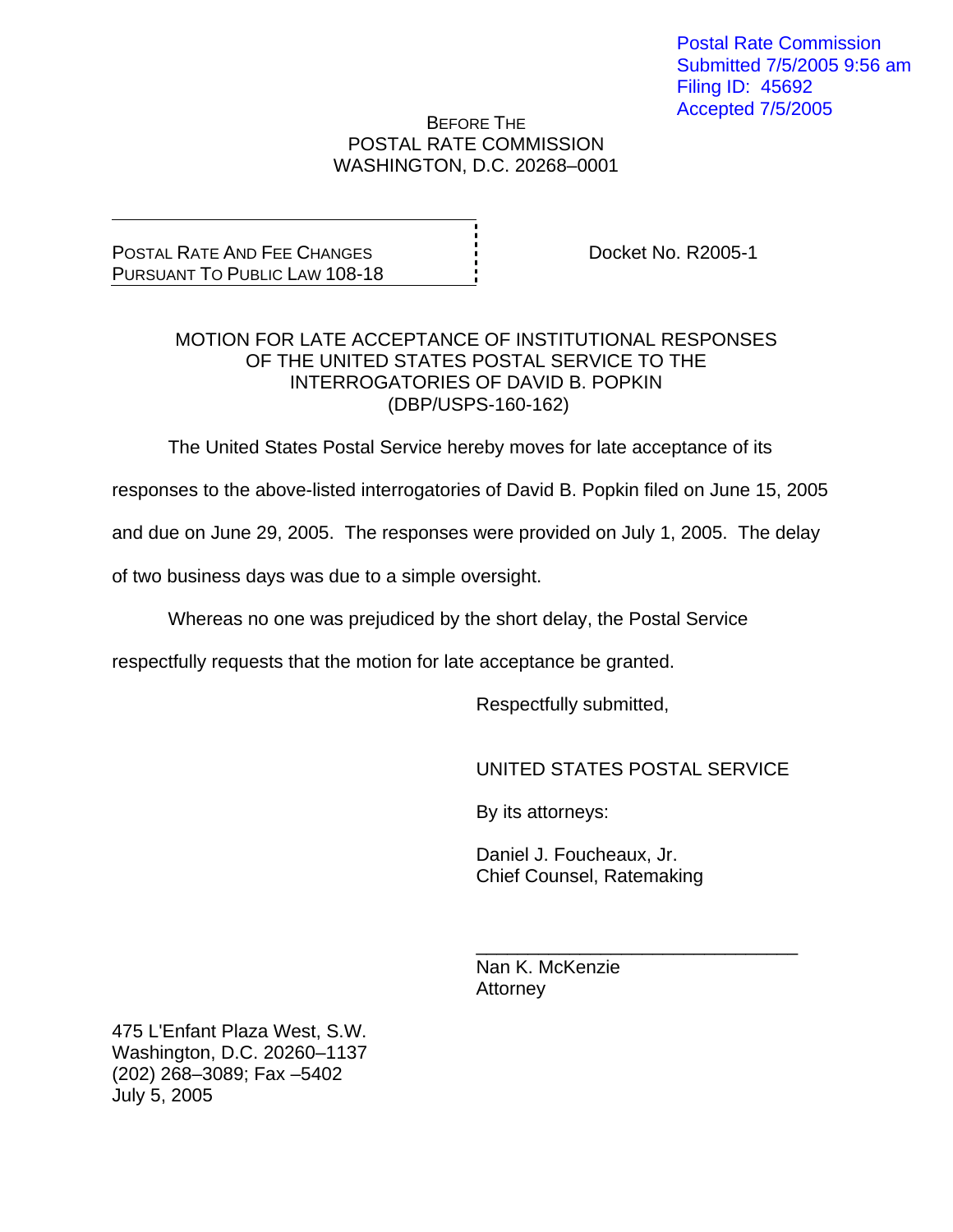Postal Rate Commission
Submitted 7/5/2005 9:56 am
Filing ID: 45692
Accepted 7/5/2005

BEFORE THE
POSTAL RATE COMMISSION
WASHINGTON, D.C. 20268–0001

POSTAL RATE AND FEE CHANGES
PURSUANT TO PUBLIC LAW 108-18

Docket No. R2005-1

MOTION FOR LATE ACCEPTANCE OF INSTITUTIONAL RESPONSES OF THE UNITED STATES POSTAL SERVICE TO THE INTERROGATORIES OF DAVID B. POPKIN (DBP/USPS-160-162)

The United States Postal Service hereby moves for late acceptance of its responses to the above-listed interrogatories of David B. Popkin filed on June 15, 2005 and due on June 29, 2005. The responses were provided on July 1, 2005. The delay of two business days was due to a simple oversight.

Whereas no one was prejudiced by the short delay, the Postal Service respectfully requests that the motion for late acceptance be granted.

Respectfully submitted,

UNITED STATES POSTAL SERVICE

By its attorneys:

Daniel J. Foucheaux, Jr.
Chief Counsel, Ratemaking

\_\_\_\_\_\_\_\_\_\_\_\_\_\_\_\_\_\_\_\_\_\_\_\_\_\_\_\_\_\_
Nan K. McKenzie
Attorney

475 L'Enfant Plaza West, S.W.
Washington, D.C. 20260–1137
(202) 268–3089; Fax –5402
July 5, 2005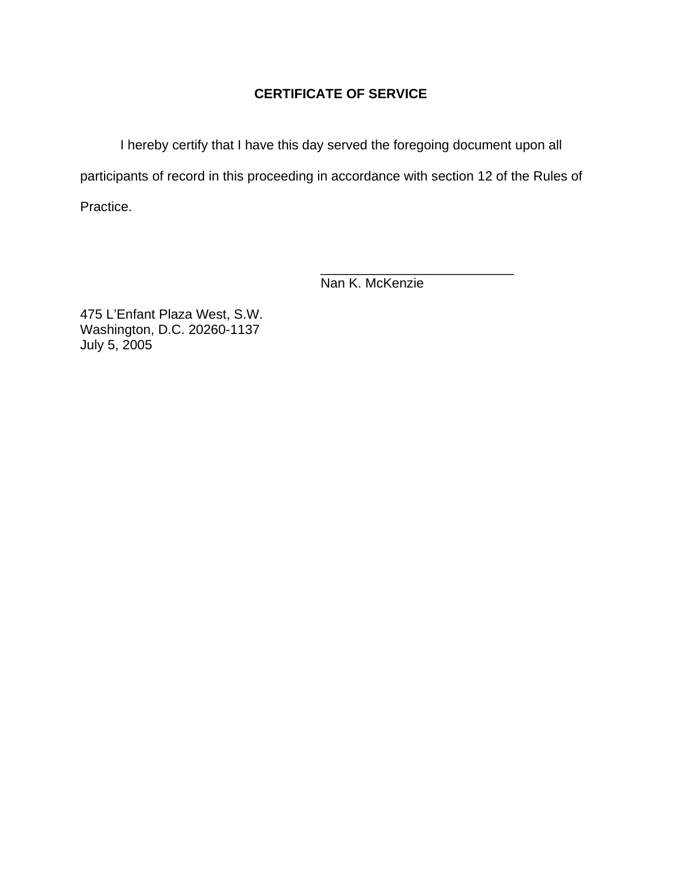## CERTIFICATE OF SERVICE

I hereby certify that I have this day served the foregoing document upon all participants of record in this proceeding in accordance with section 12 of the Rules of Practice.

\_\_\_\_\_\_\_\_\_\_\_\_\_\_\_\_\_\_\_\_\_\_\_\_\_\_\_
Nan K. McKenzie

475 L'Enfant Plaza West, S.W.
Washington, D.C. 20260-1137
July 5, 2005